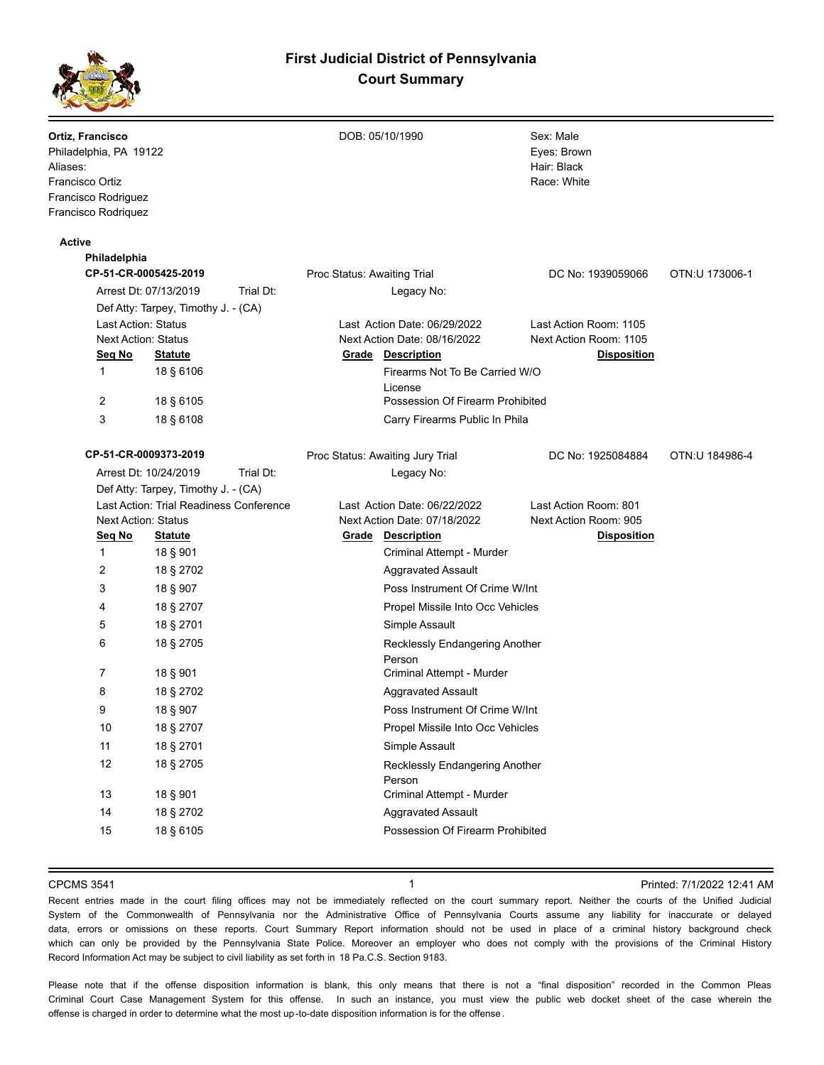# First Judicial District of Pennsylvania
## Court Summary

**Ortiz, Francisco**
Philadelphia, PA 19122
Aliases:
Francisco Ortiz
Francisco Rodriguez
Francisco Rodriquez

DOB: 05/10/1990

Sex: Male
Eyes: Brown
Hair: Black
Race: White

**Active**

**Philadelphia**

**CP-51-CR-0005425-2019**

Proc Status: Awaiting Trial | DC No: 1939059066 | OTN:U 173006-1

Arrest Dt: 07/13/2019 | Trial Dt: | Legacy No:

Def Atty: Tarpey, Timothy J. - (CA)

Last Action: Status | Last Action Date: 06/29/2022 | Last Action Room: 1105

Next Action: Status | Next Action Date: 08/16/2022 | Next Action Room: 1105

| Seq No | Statute | Grade | Description | Disposition |
|---|---|---|---|---|
| 1 | 18 § 6106 | | Firearms Not To Be Carried W/O License | |
| 2 | 18 § 6105 | | Possession Of Firearm Prohibited | |
| 3 | 18 § 6108 | | Carry Firearms Public In Phila | |

**CP-51-CR-0009373-2019**

Proc Status: Awaiting Jury Trial | DC No: 1925084884 | OTN:U 184986-4

Arrest Dt: 10/24/2019 | Trial Dt: | Legacy No:

Def Atty: Tarpey, Timothy J. - (CA)

Last Action: Trial Readiness Conference | Last Action Date: 06/22/2022 | Last Action Room: 801

Next Action: Status | Next Action Date: 07/18/2022 | Next Action Room: 905

| Seq No | Statute | Grade | Description | Disposition |
|---|---|---|---|---|
| 1 | 18 § 901 | | Criminal Attempt - Murder | |
| 2 | 18 § 2702 | | Aggravated Assault | |
| 3 | 18 § 907 | | Poss Instrument Of Crime W/Int | |
| 4 | 18 § 2707 | | Propel Missile Into Occ Vehicles | |
| 5 | 18 § 2701 | | Simple Assault | |
| 6 | 18 § 2705 | | Recklessly Endangering Another Person | |
| 7 | 18 § 901 | | Criminal Attempt - Murder | |
| 8 | 18 § 2702 | | Aggravated Assault | |
| 9 | 18 § 907 | | Poss Instrument Of Crime W/Int | |
| 10 | 18 § 2707 | | Propel Missile Into Occ Vehicles | |
| 11 | 18 § 2701 | | Simple Assault | |
| 12 | 18 § 2705 | | Recklessly Endangering Another Person | |
| 13 | 18 § 901 | | Criminal Attempt - Murder | |
| 14 | 18 § 2702 | | Aggravated Assault | |
| 15 | 18 § 6105 | | Possession Of Firearm Prohibited | |

CPCMS 3541

Printed: 7/1/2022 12:41 AM

Recent entries made in the court filing offices may not be immediately reflected on the court summary report. Neither the courts of the Unified Judicial System of the Commonwealth of Pennsylvania nor the Administrative Office of Pennsylvania Courts assume any liability for inaccurate or delayed data, errors or omissions on these reports. Court Summary Report information should not be used in place of a criminal history background check which can only be provided by the Pennsylvania State Police. Moreover an employer who does not comply with the provisions of the Criminal History Record Information Act may be subject to civil liability as set forth in 18 Pa.C.S. Section 9183.

Please note that if the offense disposition information is blank, this only means that there is not a "final disposition" recorded in the Common Pleas Criminal Court Case Management System for this offense. In such an instance, you must view the public web docket sheet of the case wherein the offense is charged in order to determine what the most up-to-date disposition information is for the offense.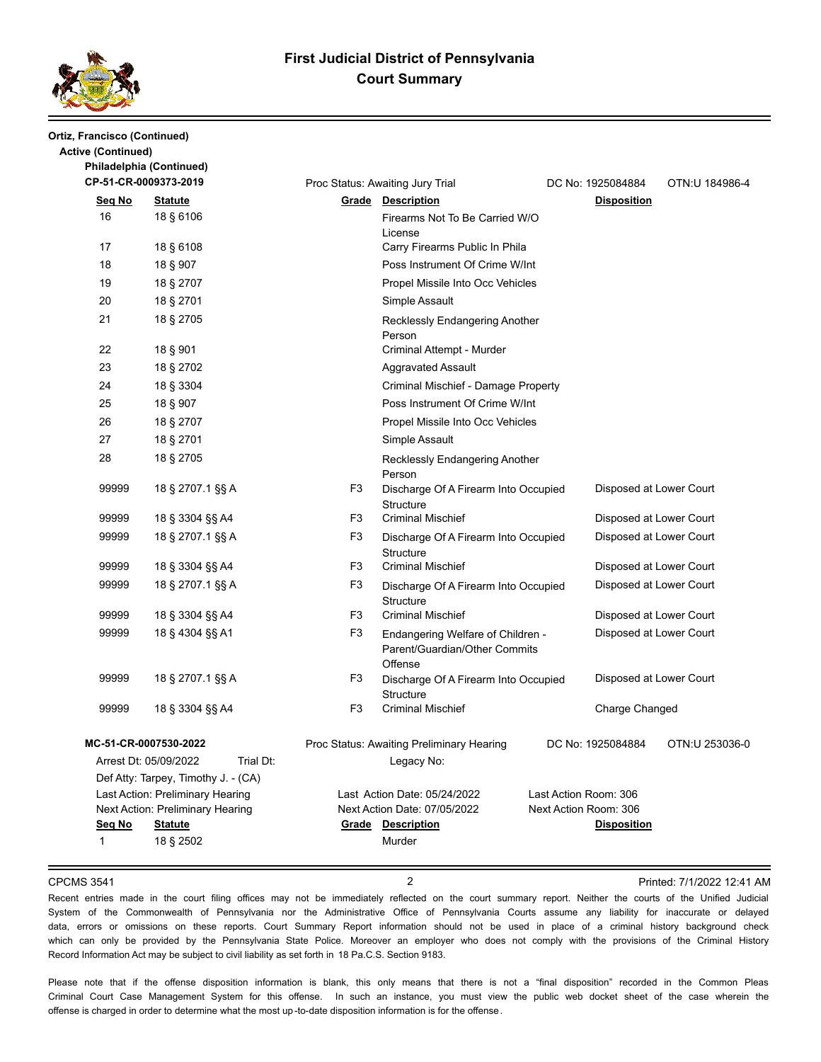**Ortiz, Francisco (Continued)**

**Active (Continued)**

**Philadelphia (Continued)**

**CP-51-CR-0009373-2019** — Proc Status: Awaiting Jury Trial — DC No: 1925084884 — OTN:U 184986-4

| Seq No | Statute | Grade | Description | Disposition |
|---|---|---|---|---|
| 16 | 18 § 6106 | | Firearms Not To Be Carried W/O License | |
| 17 | 18 § 6108 | | Carry Firearms Public In Phila | |
| 18 | 18 § 907 | | Poss Instrument Of Crime W/Int | |
| 19 | 18 § 2707 | | Propel Missile Into Occ Vehicles | |
| 20 | 18 § 2701 | | Simple Assault | |
| 21 | 18 § 2705 | | Recklessly Endangering Another Person | |
| 22 | 18 § 901 | | Criminal Attempt - Murder | |
| 23 | 18 § 2702 | | Aggravated Assault | |
| 24 | 18 § 3304 | | Criminal Mischief - Damage Property | |
| 25 | 18 § 907 | | Poss Instrument Of Crime W/Int | |
| 26 | 18 § 2707 | | Propel Missile Into Occ Vehicles | |
| 27 | 18 § 2701 | | Simple Assault | |
| 28 | 18 § 2705 | | Recklessly Endangering Another Person | |
| 99999 | 18 § 2707.1 §§ A | F3 | Discharge Of A Firearm Into Occupied Structure | Disposed at Lower Court |
| 99999 | 18 § 3304 §§ A4 | F3 | Criminal Mischief | Disposed at Lower Court |
| 99999 | 18 § 2707.1 §§ A | F3 | Discharge Of A Firearm Into Occupied Structure | Disposed at Lower Court |
| 99999 | 18 § 3304 §§ A4 | F3 | Criminal Mischief | Disposed at Lower Court |
| 99999 | 18 § 2707.1 §§ A | F3 | Discharge Of A Firearm Into Occupied Structure | Disposed at Lower Court |
| 99999 | 18 § 3304 §§ A4 | F3 | Criminal Mischief | Disposed at Lower Court |
| 99999 | 18 § 4304 §§ A1 | F3 | Endangering Welfare of Children - Parent/Guardian/Other Commits Offense | Disposed at Lower Court |
| 99999 | 18 § 2707.1 §§ A | F3 | Discharge Of A Firearm Into Occupied Structure | Disposed at Lower Court |
| 99999 | 18 § 3304 §§ A4 | F3 | Criminal Mischief | Charge Changed |

**MC-51-CR-0007530-2022** — Proc Status: Awaiting Preliminary Hearing — DC No: 1925084884 — OTN:U 253036-0

Arrest Dt: 05/09/2022 Trial Dt: Legacy No:

Def Atty: Tarpey, Timothy J. - (CA)

Last Action: Preliminary Hearing — Last Action Date: 05/24/2022 — Last Action Room: 306

Next Action: Preliminary Hearing — Next Action Date: 07/05/2022 — Next Action Room: 306

| Seq No | Statute | Grade | Description | Disposition |
|---|---|---|---|---|
| 1 | 18 § 2502 | | Murder | |

CPCMS 3541 — Printed: 7/1/2022 12:41 AM

Recent entries made in the court filing offices may not be immediately reflected on the court summary report. Neither the courts of the Unified Judicial System of the Commonwealth of Pennsylvania nor the Administrative Office of Pennsylvania Courts assume any liability for inaccurate or delayed data, errors or omissions on these reports. Court Summary Report information should not be used in place of a criminal history background check which can only be provided by the Pennsylvania State Police. Moreover an employer who does not comply with the provisions of the Criminal History Record Information Act may be subject to civil liability as set forth in 18 Pa.C.S. Section 9183.

Please note that if the offense disposition information is blank, this only means that there is not a "final disposition" recorded in the Common Pleas Criminal Court Case Management System for this offense. In such an instance, you must view the public web docket sheet of the case wherein the offense is charged in order to determine what the most up-to-date disposition information is for the offense.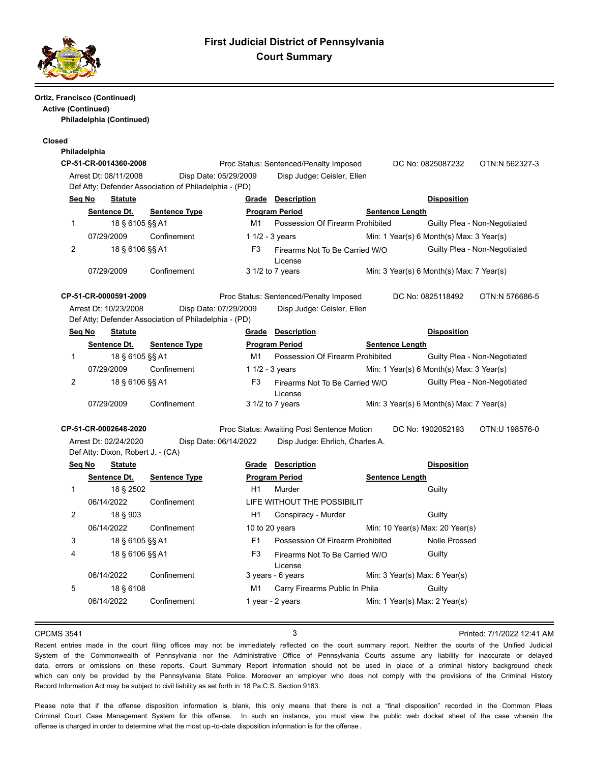**Ortiz, Francisco (Continued)**

**Active (Continued)**

**Philadelphia (Continued)**

**Closed**

**Philadelphia**

**CP-51-CR-0014360-2008** — Proc Status: Sentenced/Penalty Imposed — DC No: 0825087232 — OTN:N 562327-3

Arrest Dt: 08/11/2008 — Disp Date: 05/29/2009 — Disp Judge: Ceisler, Ellen

Def Atty: Defender Association of Philadelphia - (PD)

| Seq No | Statute | | Grade | Description | Disposition |
|---|---|---|---|---|---|
| | Sentence Dt. | Sentence Type | Program Period | | Sentence Length |
| 1 | 18 § 6105 §§ A1 | | M1 | Possession Of Firearm Prohibited | Guilty Plea - Non-Negotiated |
| | 07/29/2009 | Confinement | 1 1/2 - 3 years | | Min: 1 Year(s) 6 Month(s) Max: 3 Year(s) |
| 2 | 18 § 6106 §§ A1 | | F3 | Firearms Not To Be Carried W/O License | Guilty Plea - Non-Negotiated |
| | 07/29/2009 | Confinement | 3 1/2 to 7 years | | Min: 3 Year(s) 6 Month(s) Max: 7 Year(s) |

**CP-51-CR-0000591-2009** — Proc Status: Sentenced/Penalty Imposed — DC No: 0825118492 — OTN:N 576686-5

Arrest Dt: 10/23/2008 — Disp Date: 07/29/2009 — Disp Judge: Ceisler, Ellen

Def Atty: Defender Association of Philadelphia - (PD)

| Seq No | Statute | | Grade | Description | Disposition |
|---|---|---|---|---|---|
| | Sentence Dt. | Sentence Type | Program Period | | Sentence Length |
| 1 | 18 § 6105 §§ A1 | | M1 | Possession Of Firearm Prohibited | Guilty Plea - Non-Negotiated |
| | 07/29/2009 | Confinement | 1 1/2 - 3 years | | Min: 1 Year(s) 6 Month(s) Max: 3 Year(s) |
| 2 | 18 § 6106 §§ A1 | | F3 | Firearms Not To Be Carried W/O License | Guilty Plea - Non-Negotiated |
| | 07/29/2009 | Confinement | 3 1/2 to 7 years | | Min: 3 Year(s) 6 Month(s) Max: 7 Year(s) |

**CP-51-CR-0002648-2020** — Proc Status: Awaiting Post Sentence Motion — DC No: 1902052193 — OTN:U 198576-0

Arrest Dt: 02/24/2020 — Disp Date: 06/14/2022 — Disp Judge: Ehrlich, Charles A.

Def Atty: Dixon, Robert J. - (CA)

| Seq No | Statute | | Grade | Description | Disposition |
|---|---|---|---|---|---|
| | Sentence Dt. | Sentence Type | Program Period | | Sentence Length |
| 1 | 18 § 2502 | | H1 | Murder | Guilty |
| | 06/14/2022 | Confinement | LIFE WITHOUT THE POSSIBILIT | | |
| 2 | 18 § 903 | | H1 | Conspiracy - Murder | Guilty |
| | 06/14/2022 | Confinement | 10 to 20 years | | Min: 10 Year(s) Max: 20 Year(s) |
| 3 | 18 § 6105 §§ A1 | | F1 | Possession Of Firearm Prohibited | Nolle Prossed |
| 4 | 18 § 6106 §§ A1 | | F3 | Firearms Not To Be Carried W/O License | Guilty |
| | 06/14/2022 | Confinement | 3 years - 6 years | | Min: 3 Year(s) Max: 6 Year(s) |
| 5 | 18 § 6108 | | M1 | Carry Firearms Public In Phila | Guilty |
| | 06/14/2022 | Confinement | 1 year - 2 years | | Min: 1 Year(s) Max: 2 Year(s) |

CPCMS 3541 — Printed: 7/1/2022 12:41 AM

Recent entries made in the court filing offices may not be immediately reflected on the court summary report. Neither the courts of the Unified Judicial System of the Commonwealth of Pennsylvania nor the Administrative Office of Pennsylvania Courts assume any liability for inaccurate or delayed data, errors or omissions on these reports. Court Summary Report information should not be used in place of a criminal history background check which can only be provided by the Pennsylvania State Police. Moreover an employer who does not comply with the provisions of the Criminal History Record Information Act may be subject to civil liability as set forth in 18 Pa.C.S. Section 9183.

Please note that if the offense disposition information is blank, this only means that there is not a "final disposition" recorded in the Common Pleas Criminal Court Case Management System for this offense. In such an instance, you must view the public web docket sheet of the case wherein the offense is charged in order to determine what the most up-to-date disposition information is for the offense.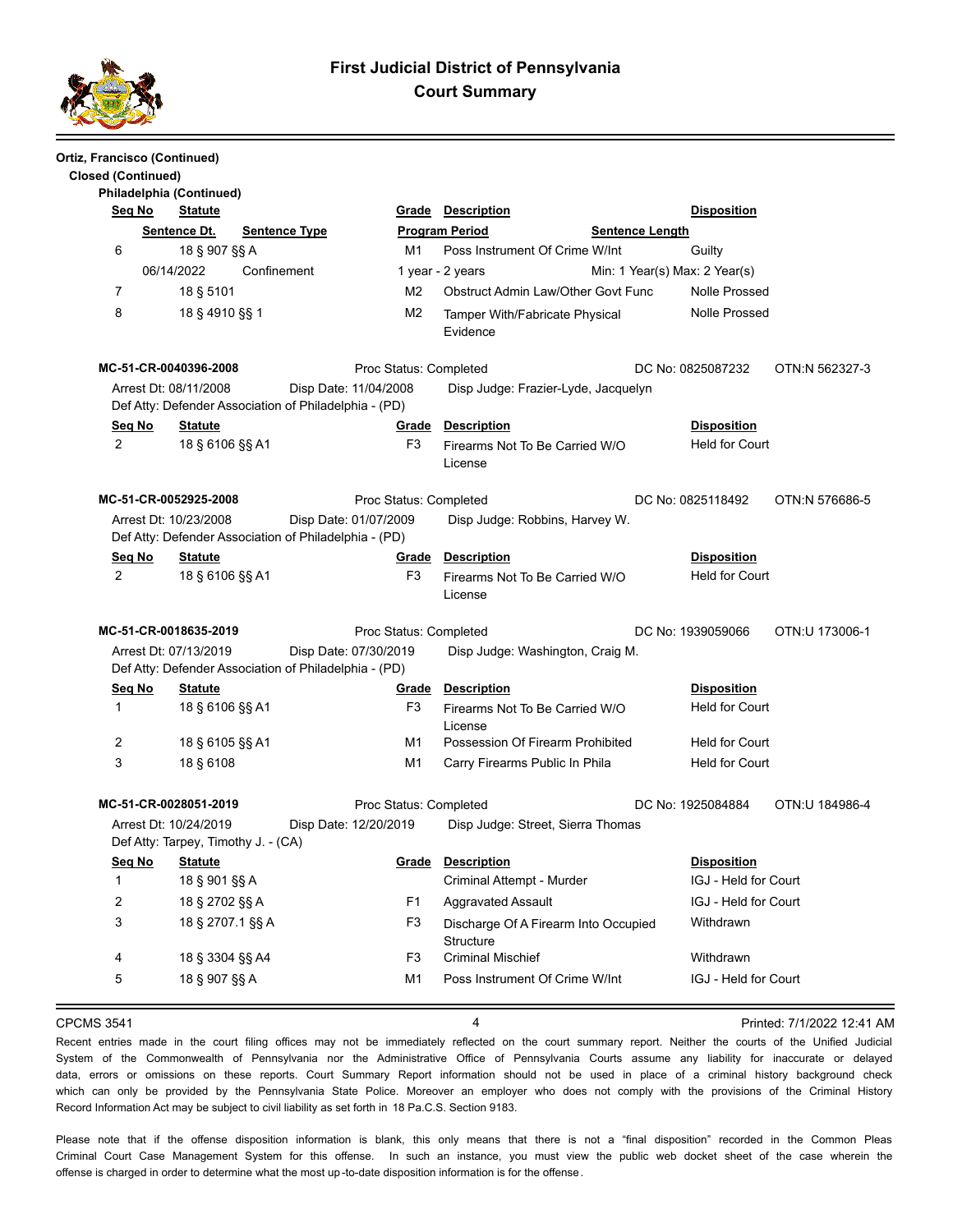# First Judicial District of Pennsylvania
## Court Summary

**Ortiz, Francisco (Continued)**

**Closed (Continued)**

**Philadelphia (Continued)**

| Seq No | Statute | Grade | Description | Disposition |
|---|---|---|---|---|
| | Sentence Dt. / Sentence Type | | Program Period / Sentence Length | |
| 6 | 18 § 907 §§ A | M1 | Poss Instrument Of Crime W/Int | Guilty |
| | 06/14/2022 Confinement | | 1 year - 2 years / Min: 1 Year(s) Max: 2 Year(s) | |
| 7 | 18 § 5101 | M2 | Obstruct Admin Law/Other Govt Func | Nolle Prossed |
| 8 | 18 § 4910 §§ 1 | M2 | Tamper With/Fabricate Physical Evidence | Nolle Prossed |

**MC-51-CR-0040396-2008** Proc Status: Completed DC No: 0825087232 OTN:N 562327-3

Arrest Dt: 08/11/2008 Disp Date: 11/04/2008 Disp Judge: Frazier-Lyde, Jacquelyn

Def Atty: Defender Association of Philadelphia - (PD)

| Seq No | Statute | Grade | Description | Disposition |
|---|---|---|---|---|
| 2 | 18 § 6106 §§ A1 | F3 | Firearms Not To Be Carried W/O License | Held for Court |

**MC-51-CR-0052925-2008** Proc Status: Completed DC No: 0825118492 OTN:N 576686-5

Arrest Dt: 10/23/2008 Disp Date: 01/07/2009 Disp Judge: Robbins, Harvey W.

Def Atty: Defender Association of Philadelphia - (PD)

| Seq No | Statute | Grade | Description | Disposition |
|---|---|---|---|---|
| 2 | 18 § 6106 §§ A1 | F3 | Firearms Not To Be Carried W/O License | Held for Court |

**MC-51-CR-0018635-2019** Proc Status: Completed DC No: 1939059066 OTN:U 173006-1

Arrest Dt: 07/13/2019 Disp Date: 07/30/2019 Disp Judge: Washington, Craig M.

Def Atty: Defender Association of Philadelphia - (PD)

| Seq No | Statute | Grade | Description | Disposition |
|---|---|---|---|---|
| 1 | 18 § 6106 §§ A1 | F3 | Firearms Not To Be Carried W/O License | Held for Court |
| 2 | 18 § 6105 §§ A1 | M1 | Possession Of Firearm Prohibited | Held for Court |
| 3 | 18 § 6108 | M1 | Carry Firearms Public In Phila | Held for Court |

**MC-51-CR-0028051-2019** Proc Status: Completed DC No: 1925084884 OTN:U 184986-4

Arrest Dt: 10/24/2019 Disp Date: 12/20/2019 Disp Judge: Street, Sierra Thomas

Def Atty: Tarpey, Timothy J. - (CA)

| Seq No | Statute | Grade | Description | Disposition |
|---|---|---|---|---|
| 1 | 18 § 901 §§ A | | Criminal Attempt - Murder | IGJ - Held for Court |
| 2 | 18 § 2702 §§ A | F1 | Aggravated Assault | IGJ - Held for Court |
| 3 | 18 § 2707.1 §§ A | F3 | Discharge Of A Firearm Into Occupied Structure | Withdrawn |
| 4 | 18 § 3304 §§ A4 | F3 | Criminal Mischief | Withdrawn |
| 5 | 18 § 907 §§ A | M1 | Poss Instrument Of Crime W/Int | IGJ - Held for Court |

CPCMS 3541 Printed: 7/1/2022 12:41 AM

Recent entries made in the court filing offices may not be immediately reflected on the court summary report. Neither the courts of the Unified Judicial System of the Commonwealth of Pennsylvania nor the Administrative Office of Pennsylvania Courts assume any liability for inaccurate or delayed data, errors or omissions on these reports. Court Summary Report information should not be used in place of a criminal history background check which can only be provided by the Pennsylvania State Police. Moreover an employer who does not comply with the provisions of the Criminal History Record Information Act may be subject to civil liability as set forth in 18 Pa.C.S. Section 9183.

Please note that if the offense disposition information is blank, this only means that there is not a "final disposition" recorded in the Common Pleas Criminal Court Case Management System for this offense. In such an instance, you must view the public web docket sheet of the case wherein the offense is charged in order to determine what the most up-to-date disposition information is for the offense.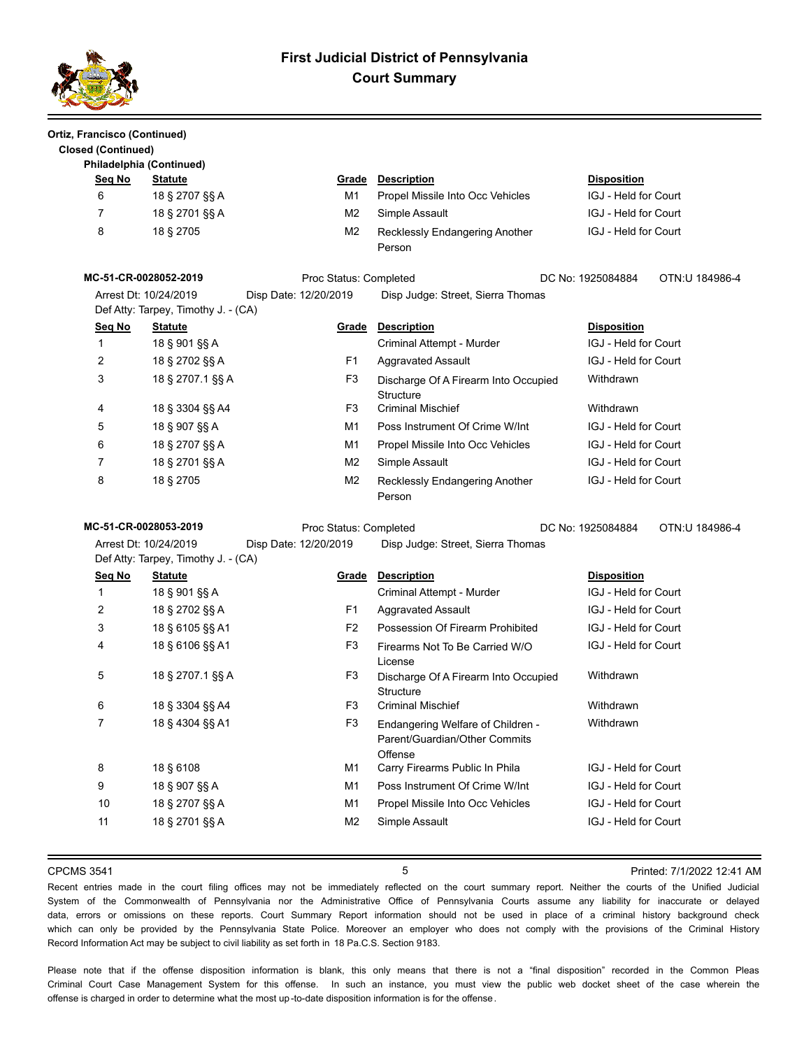# First Judicial District of Pennsylvania
## Court Summary

**Ortiz, Francisco (Continued)**

**Closed (Continued)**

**Philadelphia (Continued)**

| Seq No | Statute | Grade | Description | Disposition |
|---|---|---|---|---|
| 6 | 18 § 2707 §§ A | M1 | Propel Missile Into Occ Vehicles | IGJ - Held for Court |
| 7 | 18 § 2701 §§ A | M2 | Simple Assault | IGJ - Held for Court |
| 8 | 18 § 2705 | M2 | Recklessly Endangering Another Person | IGJ - Held for Court |

**MC-51-CR-0028052-2019** Proc Status: Completed DC No: 1925084884 OTN:U 184986-4

Arrest Dt: 10/24/2019 Disp Date: 12/20/2019 Disp Judge: Street, Sierra Thomas

Def Atty: Tarpey, Timothy J. - (CA)

| Seq No | Statute | Grade | Description | Disposition |
|---|---|---|---|---|
| 1 | 18 § 901 §§ A | | Criminal Attempt - Murder | IGJ - Held for Court |
| 2 | 18 § 2702 §§ A | F1 | Aggravated Assault | IGJ - Held for Court |
| 3 | 18 § 2707.1 §§ A | F3 | Discharge Of A Firearm Into Occupied Structure | Withdrawn |
| 4 | 18 § 3304 §§ A4 | F3 | Criminal Mischief | Withdrawn |
| 5 | 18 § 907 §§ A | M1 | Poss Instrument Of Crime W/Int | IGJ - Held for Court |
| 6 | 18 § 2707 §§ A | M1 | Propel Missile Into Occ Vehicles | IGJ - Held for Court |
| 7 | 18 § 2701 §§ A | M2 | Simple Assault | IGJ - Held for Court |
| 8 | 18 § 2705 | M2 | Recklessly Endangering Another Person | IGJ - Held for Court |

**MC-51-CR-0028053-2019** Proc Status: Completed DC No: 1925084884 OTN:U 184986-4

Arrest Dt: 10/24/2019 Disp Date: 12/20/2019 Disp Judge: Street, Sierra Thomas

Def Atty: Tarpey, Timothy J. - (CA)

| Seq No | Statute | Grade | Description | Disposition |
|---|---|---|---|---|
| 1 | 18 § 901 §§ A | | Criminal Attempt - Murder | IGJ - Held for Court |
| 2 | 18 § 2702 §§ A | F1 | Aggravated Assault | IGJ - Held for Court |
| 3 | 18 § 6105 §§ A1 | F2 | Possession Of Firearm Prohibited | IGJ - Held for Court |
| 4 | 18 § 6106 §§ A1 | F3 | Firearms Not To Be Carried W/O License | IGJ - Held for Court |
| 5 | 18 § 2707.1 §§ A | F3 | Discharge Of A Firearm Into Occupied Structure | Withdrawn |
| 6 | 18 § 3304 §§ A4 | F3 | Criminal Mischief | Withdrawn |
| 7 | 18 § 4304 §§ A1 | F3 | Endangering Welfare of Children - Parent/Guardian/Other Commits Offense | Withdrawn |
| 8 | 18 § 6108 | M1 | Carry Firearms Public In Phila | IGJ - Held for Court |
| 9 | 18 § 907 §§ A | M1 | Poss Instrument Of Crime W/Int | IGJ - Held for Court |
| 10 | 18 § 2707 §§ A | M1 | Propel Missile Into Occ Vehicles | IGJ - Held for Court |
| 11 | 18 § 2701 §§ A | M2 | Simple Assault | IGJ - Held for Court |

CPCMS 3541 Printed: 7/1/2022 12:41 AM

Recent entries made in the court filing offices may not be immediately reflected on the court summary report. Neither the courts of the Unified Judicial System of the Commonwealth of Pennsylvania nor the Administrative Office of Pennsylvania Courts assume any liability for inaccurate or delayed data, errors or omissions on these reports. Court Summary Report information should not be used in place of a criminal history background check which can only be provided by the Pennsylvania State Police. Moreover an employer who does not comply with the provisions of the Criminal History Record Information Act may be subject to civil liability as set forth in 18 Pa.C.S. Section 9183.

Please note that if the offense disposition information is blank, this only means that there is not a "final disposition" recorded in the Common Pleas Criminal Court Case Management System for this offense. In such an instance, you must view the public web docket sheet of the case wherein the offense is charged in order to determine what the most up-to-date disposition information is for the offense.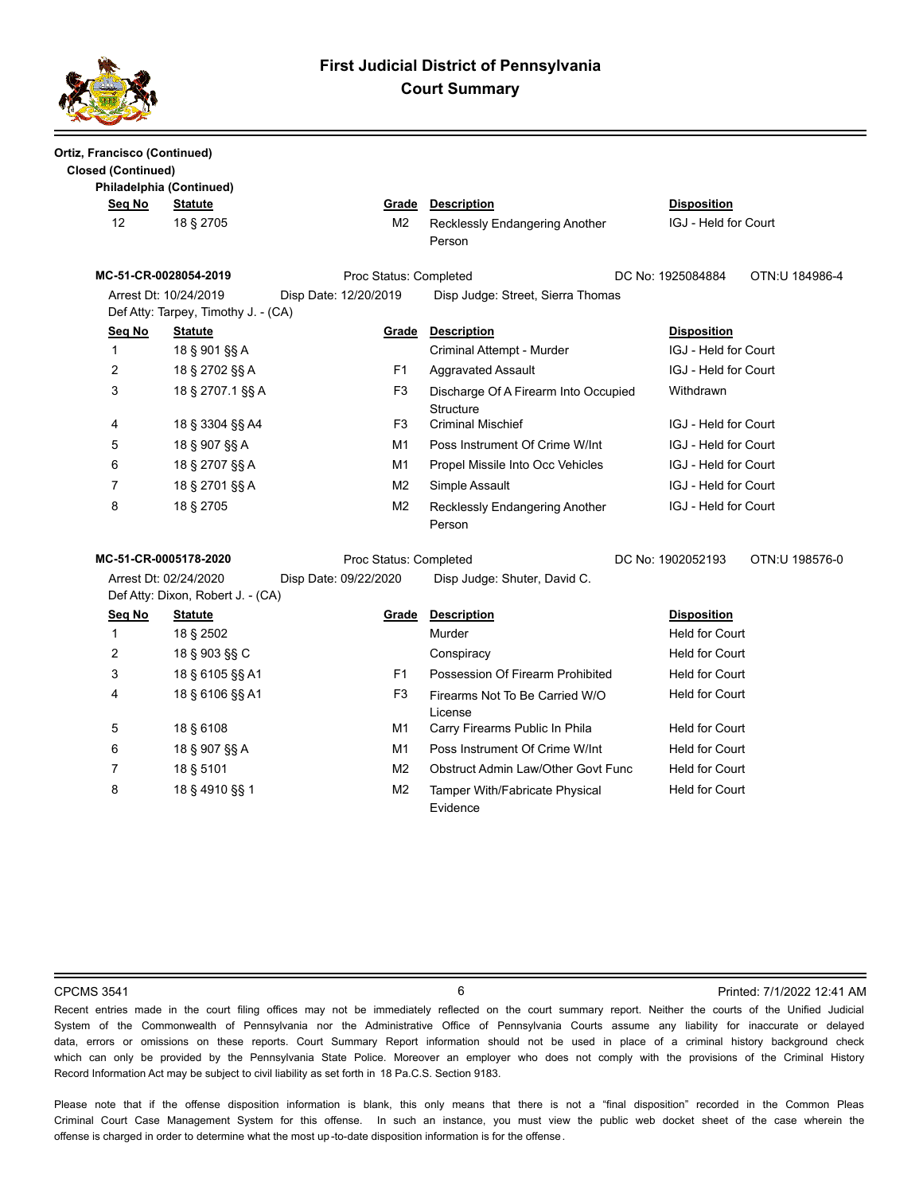# First Judicial District of Pennsylvania
## Court Summary

**Ortiz, Francisco (Continued)**

**Closed (Continued)**

**Philadelphia (Continued)**

| Seq No | Statute | Grade | Description | Disposition |
|---|---|---|---|---|
| 12 | 18 § 2705 | M2 | Recklessly Endangering Another Person | IGJ - Held for Court |

**MC-51-CR-0028054-2019** Proc Status: Completed DC No: 1925084884 OTN:U 184986-4

Arrest Dt: 10/24/2019 Disp Date: 12/20/2019 Disp Judge: Street, Sierra Thomas

Def Atty: Tarpey, Timothy J. - (CA)

| Seq No | Statute | Grade | Description | Disposition |
|---|---|---|---|---|
| 1 | 18 § 901 §§ A | | Criminal Attempt - Murder | IGJ - Held for Court |
| 2 | 18 § 2702 §§ A | F1 | Aggravated Assault | IGJ - Held for Court |
| 3 | 18 § 2707.1 §§ A | F3 | Discharge Of A Firearm Into Occupied Structure | Withdrawn |
| 4 | 18 § 3304 §§ A4 | F3 | Criminal Mischief | IGJ - Held for Court |
| 5 | 18 § 907 §§ A | M1 | Poss Instrument Of Crime W/Int | IGJ - Held for Court |
| 6 | 18 § 2707 §§ A | M1 | Propel Missile Into Occ Vehicles | IGJ - Held for Court |
| 7 | 18 § 2701 §§ A | M2 | Simple Assault | IGJ - Held for Court |
| 8 | 18 § 2705 | M2 | Recklessly Endangering Another Person | IGJ - Held for Court |

**MC-51-CR-0005178-2020** Proc Status: Completed DC No: 1902052193 OTN:U 198576-0

Arrest Dt: 02/24/2020 Disp Date: 09/22/2020 Disp Judge: Shuter, David C.

Def Atty: Dixon, Robert J. - (CA)

| Seq No | Statute | Grade | Description | Disposition |
|---|---|---|---|---|
| 1 | 18 § 2502 | | Murder | Held for Court |
| 2 | 18 § 903 §§ C | | Conspiracy | Held for Court |
| 3 | 18 § 6105 §§ A1 | F1 | Possession Of Firearm Prohibited | Held for Court |
| 4 | 18 § 6106 §§ A1 | F3 | Firearms Not To Be Carried W/O License | Held for Court |
| 5 | 18 § 6108 | M1 | Carry Firearms Public In Phila | Held for Court |
| 6 | 18 § 907 §§ A | M1 | Poss Instrument Of Crime W/Int | Held for Court |
| 7 | 18 § 5101 | M2 | Obstruct Admin Law/Other Govt Func | Held for Court |
| 8 | 18 § 4910 §§ 1 | M2 | Tamper With/Fabricate Physical Evidence | Held for Court |

CPCMS 3541 Printed: 7/1/2022 12:41 AM

Recent entries made in the court filing offices may not be immediately reflected on the court summary report. Neither the courts of the Unified Judicial System of the Commonwealth of Pennsylvania nor the Administrative Office of Pennsylvania Courts assume any liability for inaccurate or delayed data, errors or omissions on these reports. Court Summary Report information should not be used in place of a criminal history background check which can only be provided by the Pennsylvania State Police. Moreover an employer who does not comply with the provisions of the Criminal History Record Information Act may be subject to civil liability as set forth in 18 Pa.C.S. Section 9183.

Please note that if the offense disposition information is blank, this only means that there is not a "final disposition" recorded in the Common Pleas Criminal Court Case Management System for this offense. In such an instance, you must view the public web docket sheet of the case wherein the offense is charged in order to determine what the most up-to-date disposition information is for the offense.